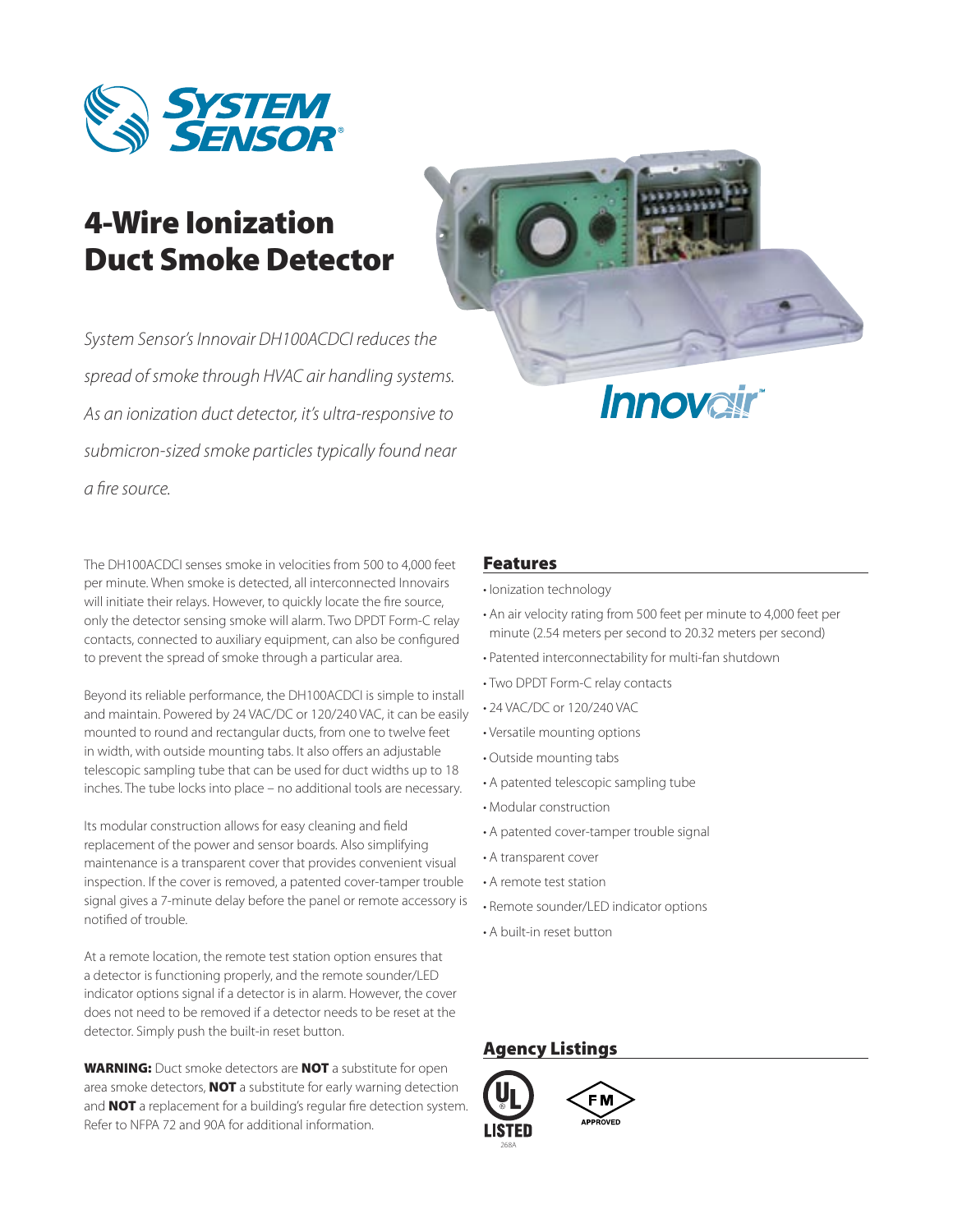SYSTEM SENSOR®

# 4-Wire Ionization Duct Smoke Detector

*System Sensor's Innovair DH100ACDCI reduces the spread of smoke through HVAC air handling systems. As an ionization duct detector, it's ultra-responsive to submicron-sized smoke particles typically found near a fire source.*

Innovair™

The DH100ACDCI senses smoke in velocities from 500 to 4,000 feet per minute. When smoke is detected, all interconnected Innovairs will initiate their relays. However, to quickly locate the fire source, only the detector sensing smoke will alarm. Two DPDT Form-C relay contacts, connected to auxiliary equipment, can also be configured to prevent the spread of smoke through a particular area.

Beyond its reliable performance, the DH100ACDCI is simple to install and maintain. Powered by 24 VAC/DC or 120/240 VAC, it can be easily mounted to round and rectangular ducts, from one to twelve feet in width, with outside mounting tabs. It also offers an adjustable telescopic sampling tube that can be used for duct widths up to 18 inches. The tube locks into place – no additional tools are necessary.

Its modular construction allows for easy cleaning and field replacement of the power and sensor boards. Also simplifying maintenance is a transparent cover that provides convenient visual inspection. If the cover is removed, a patented cover-tamper trouble signal gives a 7-minute delay before the panel or remote accessory is notified of trouble.

At a remote location, the remote test station option ensures that a detector is functioning properly, and the remote sounder/LED indicator options signal if a detector is in alarm. However, the cover does not need to be removed if a detector needs to be reset at the detector. Simply push the built-in reset button.

**WARNING:** Duct smoke detectors are **NOT** a substitute for open area smoke detectors, **NOT** a substitute for early warning detection and **NOT** a replacement for a building's regular fire detection system. Refer to NFPA 72 and 90A for additional information.

## Features

- Ionization technology
- An air velocity rating from 500 feet per minute to 4,000 feet per minute (2.54 meters per second to 20.32 meters per second)
- Patented interconnectability for multi-fan shutdown
- Two DPDT Form-C relay contacts
- 24 VAC/DC or 120/240 VAC
- Versatile mounting options
- Outside mounting tabs
- A patented telescopic sampling tube
- Modular construction
- A patented cover-tamper trouble signal
- A transparent cover
- A remote test station
- Remote sounder/LED indicator options
- A built-in reset button

## Agency Listings

UL LISTED 268A

FM APPROVED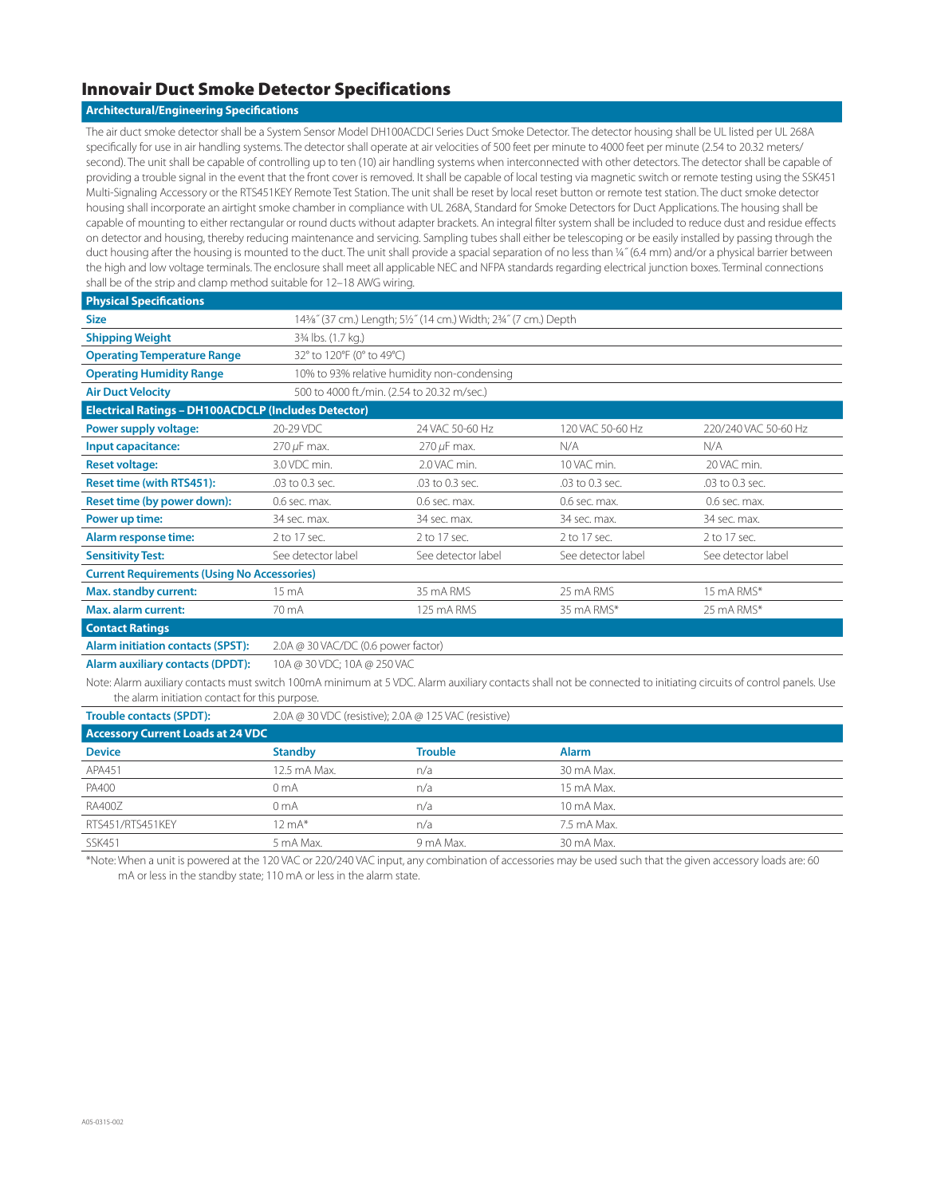# Innovair Duct Smoke Detector Specifications

## Architectural/Engineering Specifications

The air duct smoke detector shall be a System Sensor Model DH100ACDCI Series Duct Smoke Detector. The detector housing shall be UL listed per UL 268A specifically for use in air handling systems. The detector shall operate at air velocities of 500 feet per minute to 4000 feet per minute (2.54 to 20.32 meters/second). The unit shall be capable of controlling up to ten (10) air handling systems when interconnected with other detectors. The detector shall be capable of providing a trouble signal in the event that the front cover is removed. It shall be capable of local testing via magnetic switch or remote testing using the SSK451 Multi-Signaling Accessory or the RTS451KEY Remote Test Station. The unit shall be reset by local reset button or remote test station. The duct smoke detector housing shall incorporate an airtight smoke chamber in compliance with UL 268A, Standard for Smoke Detectors for Duct Applications. The housing shall be capable of mounting to either rectangular or round ducts without adapter brackets. An integral filter system shall be included to reduce dust and residue effects on detector and housing, thereby reducing maintenance and servicing. Sampling tubes shall either be telescoping or be easily installed by passing through the duct housing after the housing is mounted to the duct. The unit shall provide a spacial separation of no less than ¼″ (6.4 mm) and/or a physical barrier between the high and low voltage terminals. The enclosure shall meet all applicable NEC and NFPA standards regarding electrical junction boxes. Terminal connections shall be of the strip and clamp method suitable for 12–18 AWG wiring.

## Physical Specifications

| | |
|---|---|
| **Size** | 14⅜″ (37 cm.) Length; 5½″ (14 cm.) Width; 2¾″ (7 cm.) Depth |
| **Shipping Weight** | 3¾ lbs. (1.7 kg.) |
| **Operating Temperature Range** | 32° to 120°F (0° to 49°C) |
| **Operating Humidity Range** | 10% to 93% relative humidity non-condensing |
| **Air Duct Velocity** | 500 to 4000 ft./min. (2.54 to 20.32 m/sec.) |

## Electrical Ratings – DH100ACDCLP (Includes Detector)

| | | | | |
|---|---|---|---|---|
| **Power supply voltage:** | 20-29 VDC | 24 VAC 50-60 Hz | 120 VAC 50-60 Hz | 220/240 VAC 50-60 Hz |
| **Input capacitance:** | 270 μF max. | 270 μF max. | N/A | N/A |
| **Reset voltage:** | 3.0 VDC min. | 2.0 VAC min. | 10 VAC min. | 20 VAC min. |
| **Reset time (with RTS451):** | .03 to 0.3 sec. | .03 to 0.3 sec. | .03 to 0.3 sec. | .03 to 0.3 sec. |
| **Reset time (by power down):** | 0.6 sec. max. | 0.6 sec. max. | 0.6 sec. max. | 0.6 sec. max. |
| **Power up time:** | 34 sec. max. | 34 sec. max. | 34 sec. max. | 34 sec. max. |
| **Alarm response time:** | 2 to 17 sec. | 2 to 17 sec. | 2 to 17 sec. | 2 to 17 sec. |
| **Sensitivity Test:** | See detector label | See detector label | See detector label | See detector label |
| **Current Requirements (Using No Accessories)** | | | | |
| **Max. standby current:** | 15 mA | 35 mA RMS | 25 mA RMS | 15 mA RMS* |
| **Max. alarm current:** | 70 mA | 125 mA RMS | 35 mA RMS* | 25 mA RMS* |

## Contact Ratings

| | |
|---|---|
| **Alarm initiation contacts (SPST):** | 2.0A @ 30 VAC/DC (0.6 power factor) |
| **Alarm auxiliary contacts (DPDT):** | 10A @ 30 VDC; 10A @ 250 VAC |

Note: Alarm auxiliary contacts must switch 100mA minimum at 5 VDC. Alarm auxiliary contacts shall not be connected to initiating circuits of control panels. Use the alarm initiation contact for this purpose.

| | |
|---|---|
| **Trouble contacts (SPDT):** | 2.0A @ 30 VDC (resistive); 2.0A @ 125 VAC (resistive) |

## Accessory Current Loads at 24 VDC

| Device | Standby | Trouble | Alarm |
|---|---|---|---|
| APA451 | 12.5 mA Max. | n/a | 30 mA Max. |
| PA400 | 0 mA | n/a | 15 mA Max. |
| RA400Z | 0 mA | n/a | 10 mA Max. |
| RTS451/RTS451KEY | 12 mA* | n/a | 7.5 mA Max. |
| SSK451 | 5 mA Max. | 9 mA Max. | 30 mA Max. |

*Note: When a unit is powered at the 120 VAC or 220/240 VAC input, any combination of accessories may be used such that the given accessory loads are: 60 mA or less in the standby state; 110 mA or less in the alarm state.

A05-0315-002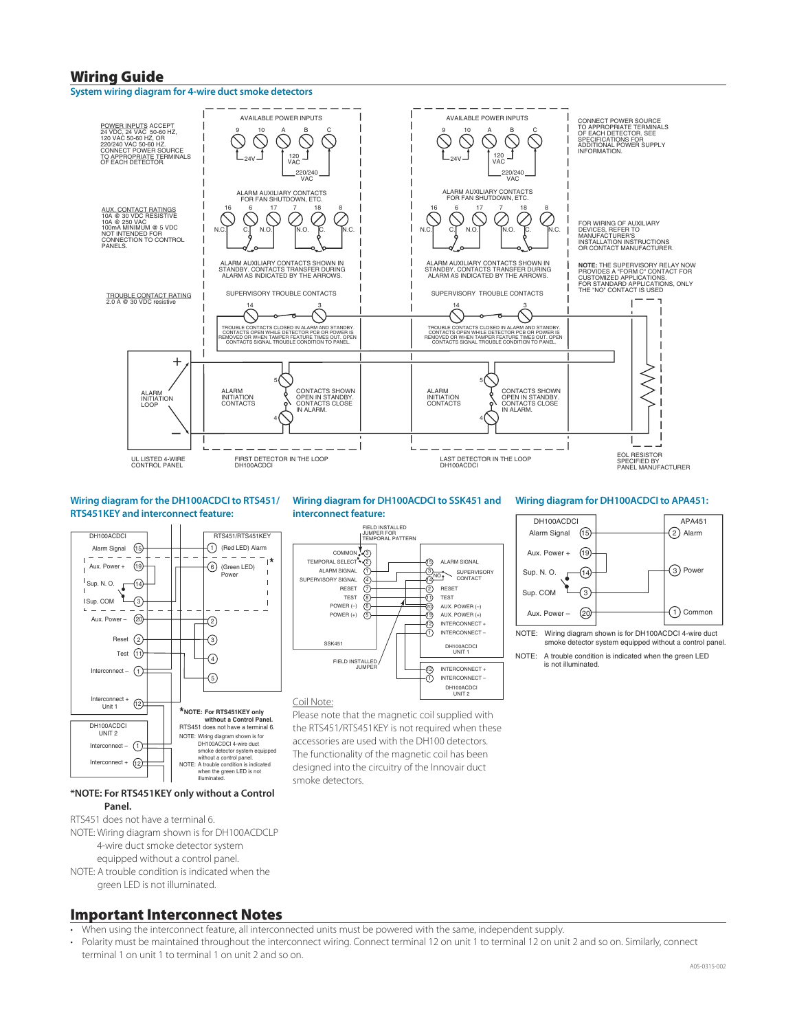# Wiring Guide

### System wiring diagram for 4-wire duct smoke detectors

POWER INPUTS ACCEPT 24 VDC, 24 VAC 50-60 HZ, 120 VAC 50-60 HZ, OR 220/240 VAC 50-60 HZ. CONNECT POWER SOURCE TO APPROPRIATE TERMINALS OF EACH DETECTOR.

AUX. CONTACT RATINGS
10A @ 30 VDC RESISTIVE
10A @ 250 VAC
100mA MINIMUM @ 5 VDC
NOT INTENDED FOR CONNECTION TO CONTROL PANELS.

TROUBLE CONTACT RATING
2.0 A @ 30 VDC resistive

AVAILABLE POWER INPUTS — 9, 10 (24V); A, B (120 VAC); A, C (220/240 VAC)

ALARM AUXILIARY CONTACTS FOR FAN SHUTDOWN, ETC. — 16 (N.C.), 6 (C.), 17 (N.O.), 7 (N.O.), 18 (C.), 8 (N.C.)

ALARM AUXILIARY CONTACTS SHOWN IN STANDBY. CONTACTS TRANSFER DURING ALARM AS INDICATED BY THE ARROWS.

SUPERVISORY TROUBLE CONTACTS — 14, 3

TROUBLE CONTACTS CLOSED IN ALARM AND STANDBY. CONTACTS OPEN WHILE DETECTOR PCB OR POWER IS REMOVED OR WHEN TAMPER FEATURE TIMES OUT. OPEN CONTACTS SIGNAL TROUBLE CONDITION TO PANEL.

ALARM INITIATION LOOP (+ / −)

ALARM INITIATION CONTACTS — 5, 4. CONTACTS SHOWN OPEN IN STANDBY. CONTACTS CLOSE IN ALARM.

CONNECT POWER SOURCE TO APPROPRIATE TERMINALS OF EACH DETECTOR. SEE SPECIFICATIONS FOR ADDITIONAL POWER SUPPLY INFORMATION.

FOR WIRING OF AUXILIARY DEVICES, REFER TO MANUFACTURER'S INSTALLATION INSTRUCTIONS OR CONTACT MANUFACTURER.

**NOTE:** THE SUPERVISORY RELAY NOW PROVIDES A "FORM C" CONTACT FOR CUSTOMIZED APPLICATIONS. FOR STANDARD APPLICATIONS, ONLY THE "NO" CONTACT IS USED

UL LISTED 4-WIRE CONTROL PANEL

FIRST DETECTOR IN THE LOOP DH100ACDCI

LAST DETECTOR IN THE LOOP DH100ACDCI

EOL RESISTOR SPECIFIED BY PANEL MANUFACTURER

### Wiring diagram for the DH100ACDCI to RTS451/RTS451KEY and interconnect feature:

| DH100ACDCI | | RTS451/RTS451KEY |
|---|---|---|
| Alarm Signal | 15 | 1 (Red LED) Alarm |
| Aux. Power + | 19 | 6 (Green LED) Power* |
| Sup. N. O. | 14 | |
| Sup. COM | 3 | |
| Aux. Power – | 20 | 2 |
| Reset | 2 | 3 |
| Test | 11 | 4 |
| Interconnect – | 1 | 5 |
| Interconnect + Unit 1 | 12 | |

DH100ACDCI UNIT 2: Interconnect – (1), Interconnect + (12)

***NOTE: For RTS451KEY only without a Control Panel.**
RTS451 does not have a terminal 6.
NOTE: Wiring diagram shown is for DH100ACDCI 4-wire duct smoke detector system equipped without a control panel.
NOTE: A trouble condition is indicated when the green LED is not illuminated.

***NOTE: For RTS451KEY only without a Control Panel.**

RTS451 does not have a terminal 6.

NOTE: Wiring diagram shown is for DH100ACDCLP 4-wire duct smoke detector system equipped without a control panel.

NOTE: A trouble condition is indicated when the green LED is not illuminated.

### Wiring diagram for DH100ACDCI to SSK451 and interconnect feature:

FIELD INSTALLED JUMPER FOR TEMPORAL PATTERN

| SSK451 | | DH100ACDCI UNIT 1 |
|---|---|---|
| COMMON | 3 | |
| TEMPORAL SELECT | 2 | |
| ALARM SIGNAL | 1 | 15 ALARM SIGNAL |
| SUPERVISORY SIGNAL | 4 | 3 / 14 SUPERVISORY CONTACT (NO) |
| RESET | 7 | 2 RESET |
| TEST | 8 | 11 TEST |
| POWER (–) | 6 | 20 AUX. POWER (–) |
| POWER (+) | 5 | 19 AUX. POWER (+) |
| | | 12 INTERCONNECT + |
| | | 1 INTERCONNECT – |

FIELD INSTALLED JUMPER

DH100ACDCI UNIT 2: 12 INTERCONNECT +, 1 INTERCONNECT –

Coil Note:

Please note that the magnetic coil supplied with the RTS451/RTS451KEY is not required when these accessories are used with the DH100 detectors. The functionality of the magnetic coil has been designed into the circuitry of the Innovair duct smoke detectors.

### Wiring diagram for DH100ACDCI to APA451:

| DH100ACDCI | | APA451 |
|---|---|---|
| Alarm Signal | 15 | 2 Alarm |
| Aux. Power + | 19 | |
| Sup. N. O. | 14 | 3 Power |
| Sup. COM | 3 | |
| Aux. Power – | 20 | 1 Common |

NOTE: Wiring diagram shown is for DH100ACDCI 4-wire duct smoke detector system equipped without a control panel.

NOTE: A trouble condition is indicated when the green LED is not illuminated.

# Important Interconnect Notes

- When using the interconnect feature, all interconnected units must be powered with the same, independent supply.
- Polarity must be maintained throughout the interconnect wiring. Connect terminal 12 on unit 1 to terminal 12 on unit 2 and so on. Similarly, connect terminal 1 on unit 1 to terminal 1 on unit 2 and so on.

A05-0315-002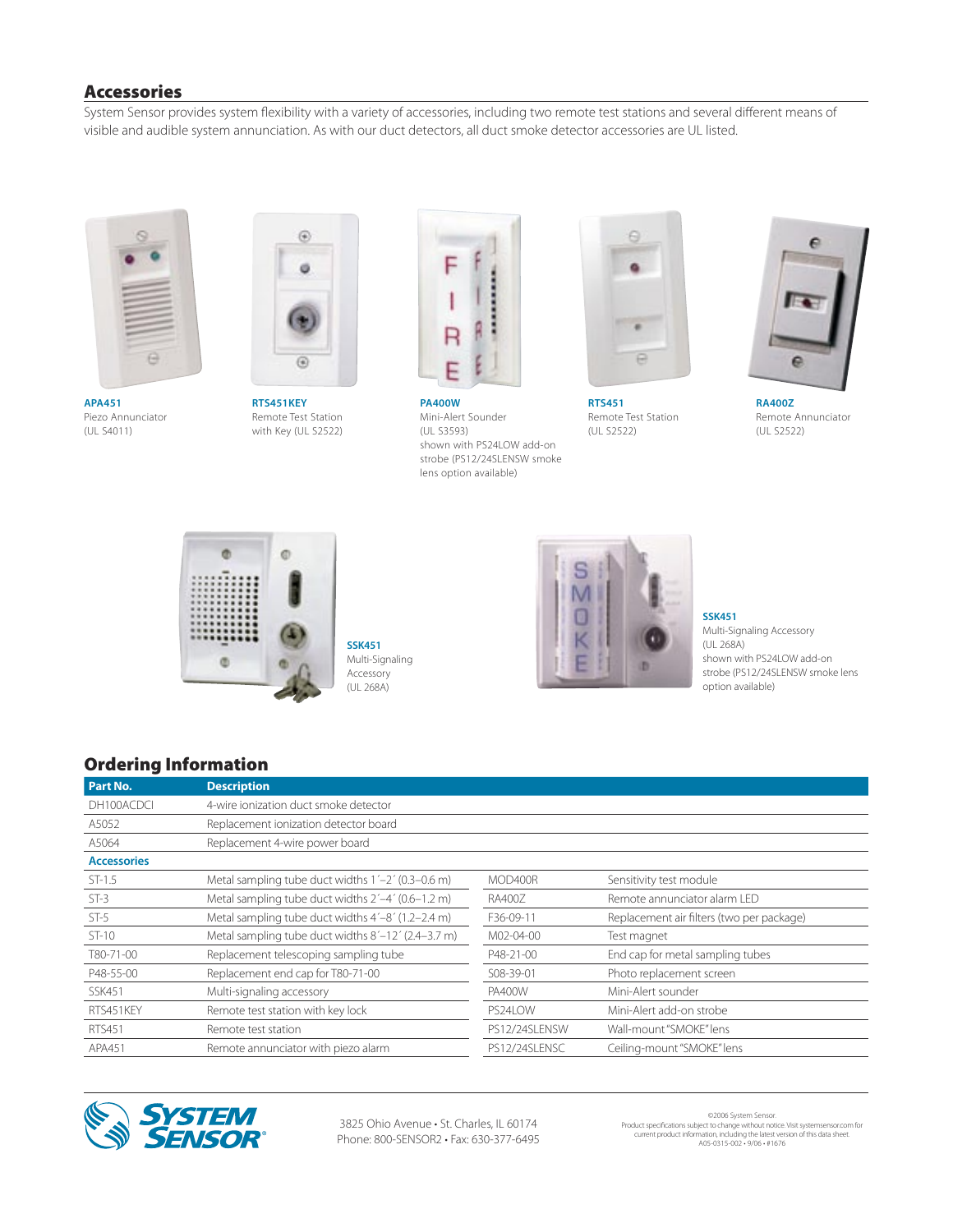## Accessories

System Sensor provides system flexibility with a variety of accessories, including two remote test stations and several different means of visible and audible system annunciation. As with our duct detectors, all duct smoke detector accessories are UL listed.

**APA451**
Piezo Annunciator
(UL S4011)

**RTS451KEY**
Remote Test Station
with Key (UL S2522)

**PA400W**
Mini-Alert Sounder
(UL S3593)
shown with PS24LOW add-on strobe (PS12/24SLENSW smoke lens option available)

**RTS451**
Remote Test Station
(UL S2522)

**RA400Z**
Remote Annunciator
(UL S2522)

**SSK451**
Multi-Signaling Accessory
(UL 268A)

**SSK451**
Multi-Signaling Accessory
(UL 268A)
shown with PS24LOW add-on strobe (PS12/24SLENSW smoke lens option available)

## Ordering Information

| Part No. | Description | | |
|---|---|---|---|
| DH100ACDCI | 4-wire ionization duct smoke detector | | |
| A5052 | Replacement ionization detector board | | |
| A5064 | Replacement 4-wire power board | | |
| **Accessories** | | | |
| ST-1.5 | Metal sampling tube duct widths 1´–2´ (0.3–0.6 m) | MOD400R | Sensitivity test module |
| ST-3 | Metal sampling tube duct widths 2´–4´ (0.6–1.2 m) | RA400Z | Remote annunciator alarm LED |
| ST-5 | Metal sampling tube duct widths 4´–8´ (1.2–2.4 m) | F36-09-11 | Replacement air filters (two per package) |
| ST-10 | Metal sampling tube duct widths 8´–12´ (2.4–3.7 m) | M02-04-00 | Test magnet |
| T80-71-00 | Replacement telescoping sampling tube | P48-21-00 | End cap for metal sampling tubes |
| P48-55-00 | Replacement end cap for T80-71-00 | S08-39-01 | Photo replacement screen |
| SSK451 | Multi-signaling accessory | PA400W | Mini-Alert sounder |
| RTS451KEY | Remote test station with key lock | PS24LOW | Mini-Alert add-on strobe |
| RTS451 | Remote test station | PS12/24SLENSW | Wall-mount "SMOKE" lens |
| APA451 | Remote annunciator with piezo alarm | PS12/24SLENSC | Ceiling-mount "SMOKE" lens |

SYSTEM SENSOR®

3825 Ohio Avenue • St. Charles, IL 60174
Phone: 800-SENSOR2 • Fax: 630-377-6495

©2006 System Sensor.
Product specifications subject to change without notice. Visit systemsensor.com for current product information, including the latest version of this data sheet.
A05-0315-002 • 9/06 • #1676